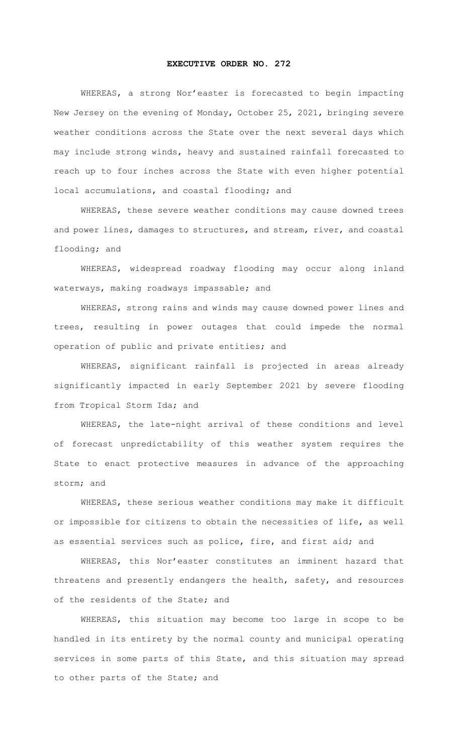# EXECUTIVE ORDER NO. 272

WHEREAS, a strong Nor'easter is forecasted to begin impacting New Jersey on the evening of Monday, October 25, 2021, bringing severe weather conditions across the State over the next several days which may include strong winds, heavy and sustained rainfall forecasted to reach up to four inches across the State with even higher potential local accumulations, and coastal flooding; and

WHEREAS, these severe weather conditions may cause downed trees and power lines, damages to structures, and stream, river, and coastal flooding; and

WHEREAS, widespread roadway flooding may occur along inland waterways, making roadways impassable; and

WHEREAS, strong rains and winds may cause downed power lines and trees, resulting in power outages that could impede the normal operation of public and private entities; and

WHEREAS, significant rainfall is projected in areas already significantly impacted in early September 2021 by severe flooding from Tropical Storm Ida; and

WHEREAS, the late-night arrival of these conditions and level of forecast unpredictability of this weather system requires the State to enact protective measures in advance of the approaching storm; and

WHEREAS, these serious weather conditions may make it difficult or impossible for citizens to obtain the necessities of life, as well as essential services such as police, fire, and first aid; and

WHEREAS, this Nor'easter constitutes an imminent hazard that threatens and presently endangers the health, safety, and resources of the residents of the State; and

WHEREAS, this situation may become too large in scope to be handled in its entirety by the normal county and municipal operating services in some parts of this State, and this situation may spread to other parts of the State; and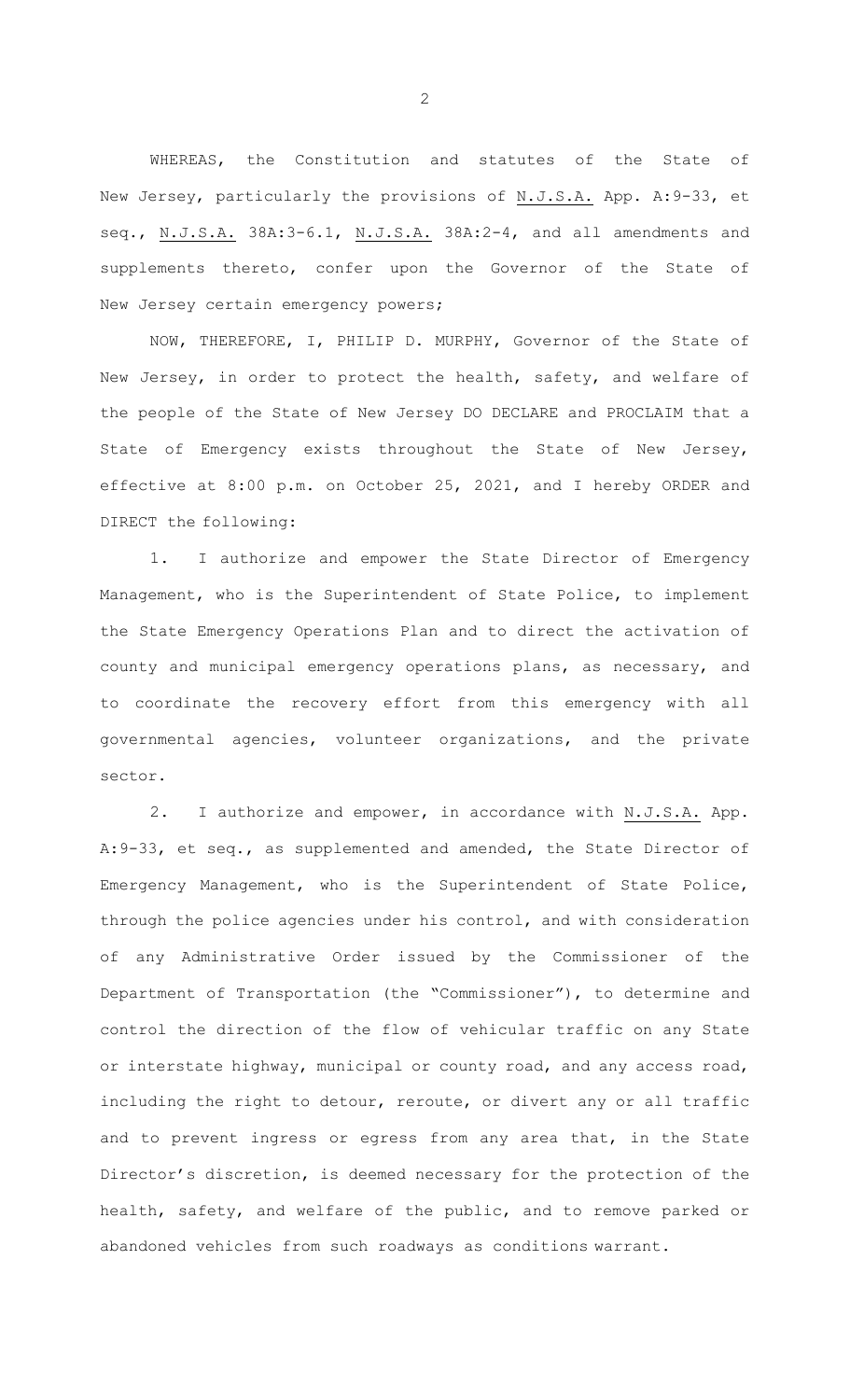WHEREAS, the Constitution and statutes of the State of New Jersey, particularly the provisions of N.J.S.A. App. A:9-33, et seq., N.J.S.A. 38A:3-6.1, N.J.S.A. 38A:2-4, and all amendments and supplements thereto, confer upon the Governor of the State of New Jersey certain emergency powers;

NOW, THEREFORE, I, PHILIP D. MURPHY, Governor of the State of New Jersey, in order to protect the health, safety, and welfare of the people of the State of New Jersey DO DECLARE and PROCLAIM that a State of Emergency exists throughout the State of New Jersey, effective at 8:00 p.m. on October 25, 2021, and I hereby ORDER and DIRECT the following:

1. I authorize and empower the State Director of Emergency Management, who is the Superintendent of State Police, to implement the State Emergency Operations Plan and to direct the activation of county and municipal emergency operations plans, as necessary, and to coordinate the recovery effort from this emergency with all governmental agencies, volunteer organizations, and the private sector.

2. I authorize and empower, in accordance with N.J.S.A. App. A:9-33, et seq., as supplemented and amended, the State Director of Emergency Management, who is the Superintendent of State Police, through the police agencies under his control, and with consideration of any Administrative Order issued by the Commissioner of the Department of Transportation (the "Commissioner"), to determine and control the direction of the flow of vehicular traffic on any State or interstate highway, municipal or county road, and any access road, including the right to detour, reroute, or divert any or all traffic and to prevent ingress or egress from any area that, in the State Director's discretion, is deemed necessary for the protection of the health, safety, and welfare of the public, and to remove parked or abandoned vehicles from such roadways as conditions warrant.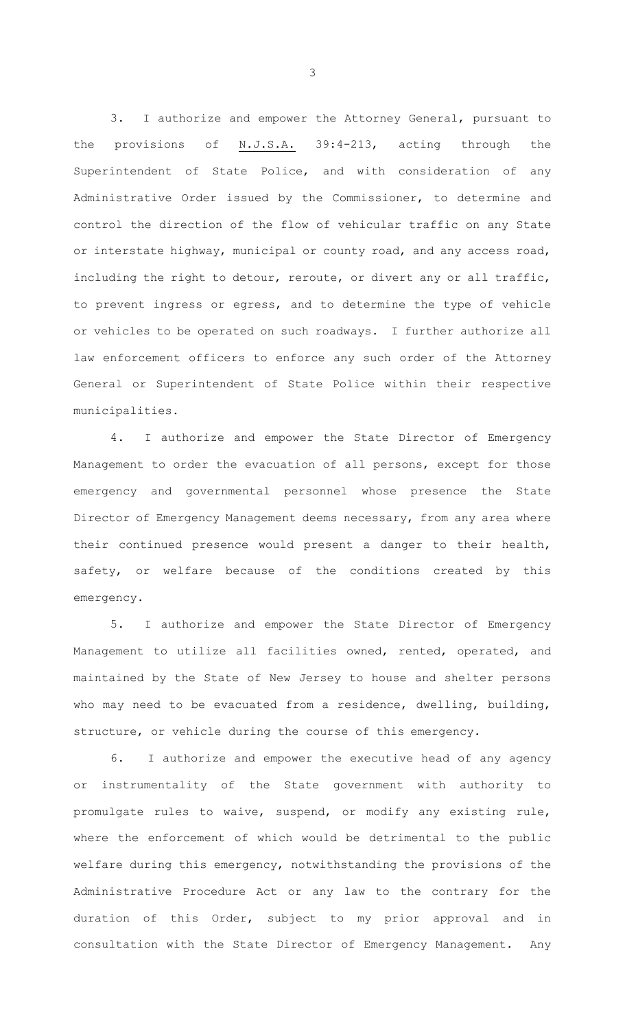3. I authorize and empower the Attorney General, pursuant to the provisions of N.J.S.A. 39:4-213, acting through the Superintendent of State Police, and with consideration of any Administrative Order issued by the Commissioner, to determine and control the direction of the flow of vehicular traffic on any State or interstate highway, municipal or county road, and any access road, including the right to detour, reroute, or divert any or all traffic, to prevent ingress or egress, and to determine the type of vehicle or vehicles to be operated on such roadways. I further authorize all law enforcement officers to enforce any such order of the Attorney General or Superintendent of State Police within their respective municipalities.

4. I authorize and empower the State Director of Emergency Management to order the evacuation of all persons, except for those emergency and governmental personnel whose presence the State Director of Emergency Management deems necessary, from any area where their continued presence would present a danger to their health, safety, or welfare because of the conditions created by this emergency.

5. I authorize and empower the State Director of Emergency Management to utilize all facilities owned, rented, operated, and maintained by the State of New Jersey to house and shelter persons who may need to be evacuated from a residence, dwelling, building, structure, or vehicle during the course of this emergency.

6. I authorize and empower the executive head of any agency or instrumentality of the State government with authority to promulgate rules to waive, suspend, or modify any existing rule, where the enforcement of which would be detrimental to the public welfare during this emergency, notwithstanding the provisions of the Administrative Procedure Act or any law to the contrary for the duration of this Order, subject to my prior approval and in consultation with the State Director of Emergency Management. Any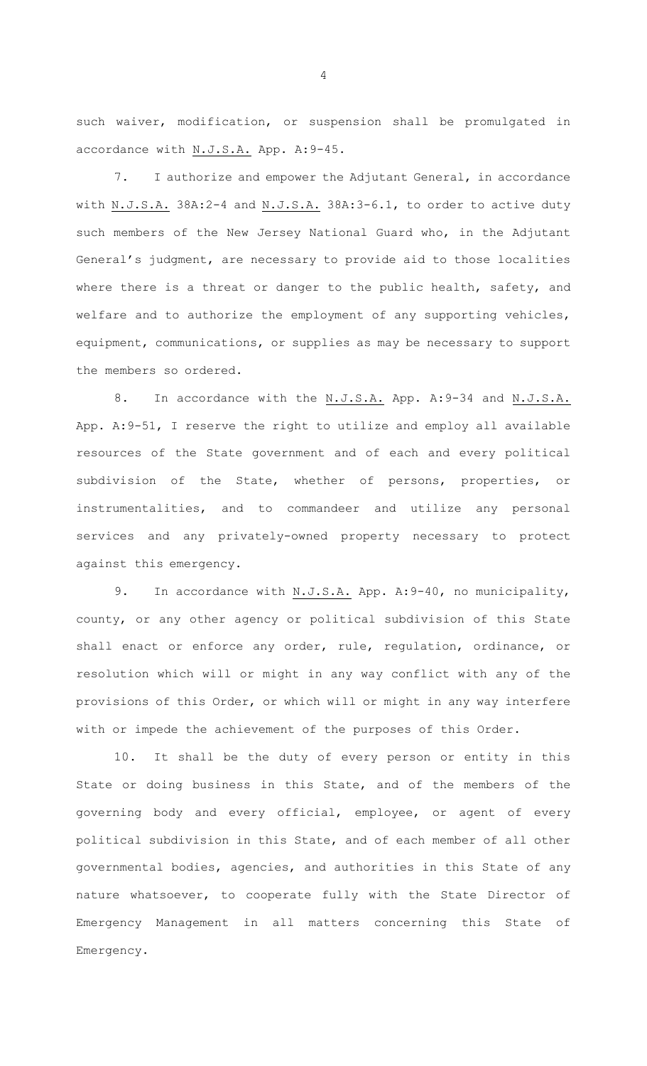such waiver, modification, or suspension shall be promulgated in accordance with N.J.S.A. App. A:9-45.

7. I authorize and empower the Adjutant General, in accordance with N.J.S.A. 38A:2-4 and N.J.S.A. 38A:3-6.1, to order to active duty such members of the New Jersey National Guard who, in the Adjutant General's judgment, are necessary to provide aid to those localities where there is a threat or danger to the public health, safety, and welfare and to authorize the employment of any supporting vehicles, equipment, communications, or supplies as may be necessary to support the members so ordered.

8. In accordance with the N.J.S.A. App. A:9-34 and N.J.S.A. App. A:9-51, I reserve the right to utilize and employ all available resources of the State government and of each and every political subdivision of the State, whether of persons, properties, or instrumentalities, and to commandeer and utilize any personal services and any privately-owned property necessary to protect against this emergency.

9. In accordance with N.J.S.A. App. A:9-40, no municipality, county, or any other agency or political subdivision of this State shall enact or enforce any order, rule, regulation, ordinance, or resolution which will or might in any way conflict with any of the provisions of this Order, or which will or might in any way interfere with or impede the achievement of the purposes of this Order.

10. It shall be the duty of every person or entity in this State or doing business in this State, and of the members of the governing body and every official, employee, or agent of every political subdivision in this State, and of each member of all other governmental bodies, agencies, and authorities in this State of any nature whatsoever, to cooperate fully with the State Director of Emergency Management in all matters concerning this State of Emergency.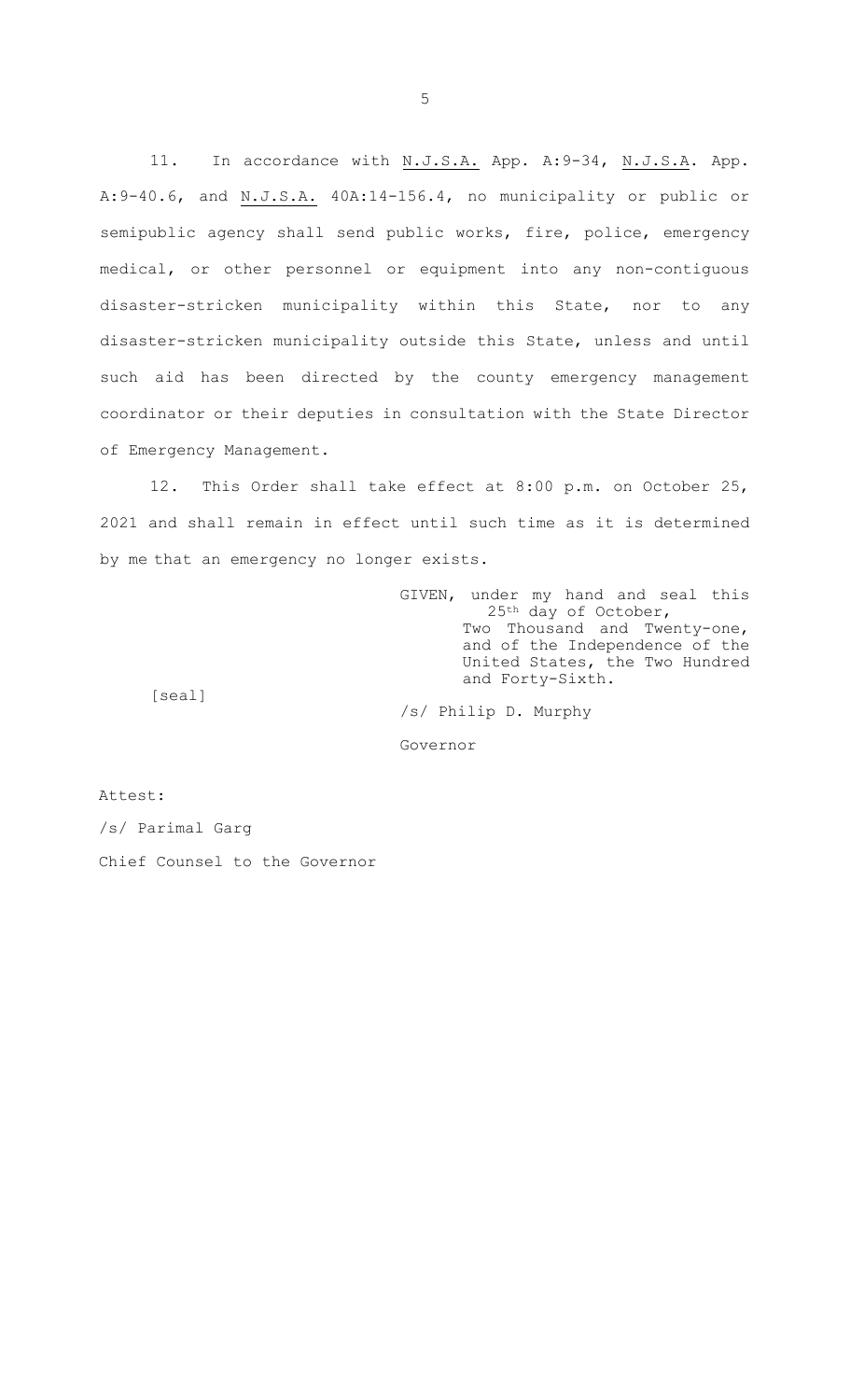11. In accordance with N.J.S.A. App. A:9-34, N.J.S.A. App. A:9-40.6, and N.J.S.A. 40A:14-156.4, no municipality or public or semipublic agency shall send public works, fire, police, emergency medical, or other personnel or equipment into any non-contiguous disaster-stricken municipality within this State, nor to any disaster-stricken municipality outside this State, unless and until such aid has been directed by the county emergency management coordinator or their deputies in consultation with the State Director of Emergency Management.

12. This Order shall take effect at 8:00 p.m. on October 25, 2021 and shall remain in effect until such time as it is determined by me that an emergency no longer exists.

GIVEN, under my hand and seal this 25th day of October, Two Thousand and Twenty-one, and of the Independence of the United States, the Two Hundred and Forty-Sixth.

[seal]

/s/ Philip D. Murphy

Governor

Attest:

/s/ Parimal Garg

Chief Counsel to the Governor